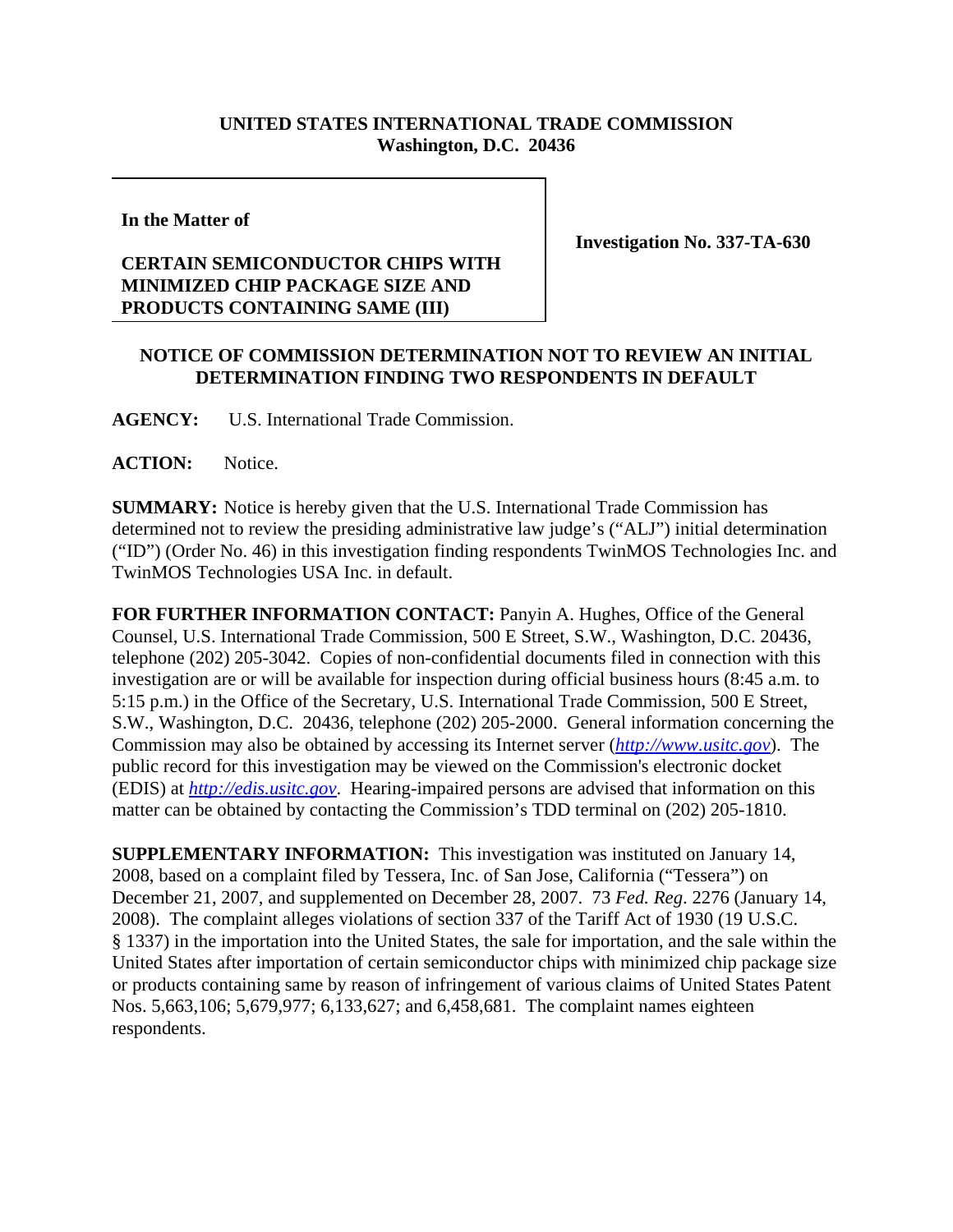**UNITED STATES INTERNATIONAL TRADE COMMISSION**
**Washington, D.C. 20436**

**In the Matter of**

**CERTAIN SEMICONDUCTOR CHIPS WITH MINIMIZED CHIP PACKAGE SIZE AND PRODUCTS CONTAINING SAME (III)**

**Investigation No. 337-TA-630**

**NOTICE OF COMMISSION DETERMINATION NOT TO REVIEW AN INITIAL DETERMINATION FINDING TWO RESPONDENTS IN DEFAULT**

**AGENCY:** U.S. International Trade Commission.

**ACTION:** Notice.

**SUMMARY:** Notice is hereby given that the U.S. International Trade Commission has determined not to review the presiding administrative law judge's ("ALJ") initial determination ("ID") (Order No. 46) in this investigation finding respondents TwinMOS Technologies Inc. and TwinMOS Technologies USA Inc. in default.

**FOR FURTHER INFORMATION CONTACT:** Panyin A. Hughes, Office of the General Counsel, U.S. International Trade Commission, 500 E Street, S.W., Washington, D.C. 20436, telephone (202) 205-3042. Copies of non-confidential documents filed in connection with this investigation are or will be available for inspection during official business hours (8:45 a.m. to 5:15 p.m.) in the Office of the Secretary, U.S. International Trade Commission, 500 E Street, S.W., Washington, D.C. 20436, telephone (202) 205-2000. General information concerning the Commission may also be obtained by accessing its Internet server (*http://www.usitc.gov*). The public record for this investigation may be viewed on the Commission's electronic docket (EDIS) at *http://edis.usitc.gov*. Hearing-impaired persons are advised that information on this matter can be obtained by contacting the Commission's TDD terminal on (202) 205-1810.

**SUPPLEMENTARY INFORMATION:** This investigation was instituted on January 14, 2008, based on a complaint filed by Tessera, Inc. of San Jose, California ("Tessera") on December 21, 2007, and supplemented on December 28, 2007. 73 *Fed. Reg.* 2276 (January 14, 2008). The complaint alleges violations of section 337 of the Tariff Act of 1930 (19 U.S.C. § 1337) in the importation into the United States, the sale for importation, and the sale within the United States after importation of certain semiconductor chips with minimized chip package size or products containing same by reason of infringement of various claims of United States Patent Nos. 5,663,106; 5,679,977; 6,133,627; and 6,458,681. The complaint names eighteen respondents.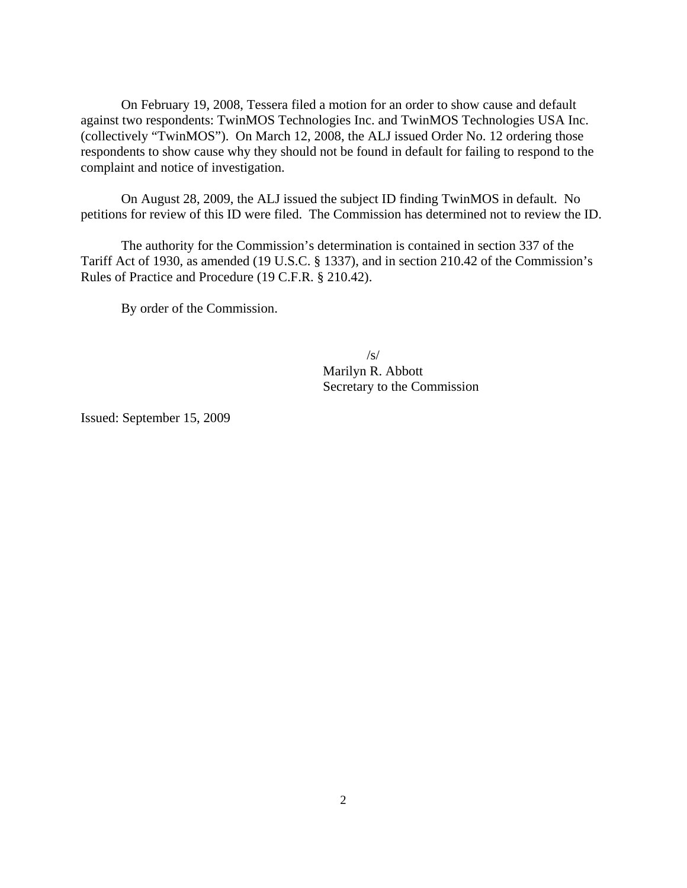On February 19, 2008, Tessera filed a motion for an order to show cause and default against two respondents: TwinMOS Technologies Inc. and TwinMOS Technologies USA Inc. (collectively "TwinMOS"). On March 12, 2008, the ALJ issued Order No. 12 ordering those respondents to show cause why they should not be found in default for failing to respond to the complaint and notice of investigation.

On August 28, 2009, the ALJ issued the subject ID finding TwinMOS in default. No petitions for review of this ID were filed. The Commission has determined not to review the ID.

The authority for the Commission's determination is contained in section 337 of the Tariff Act of 1930, as amended (19 U.S.C. § 1337), and in section 210.42 of the Commission's Rules of Practice and Procedure (19 C.F.R. § 210.42).

By order of the Commission.

/s/
Marilyn R. Abbott
Secretary to the Commission

Issued: September 15, 2009